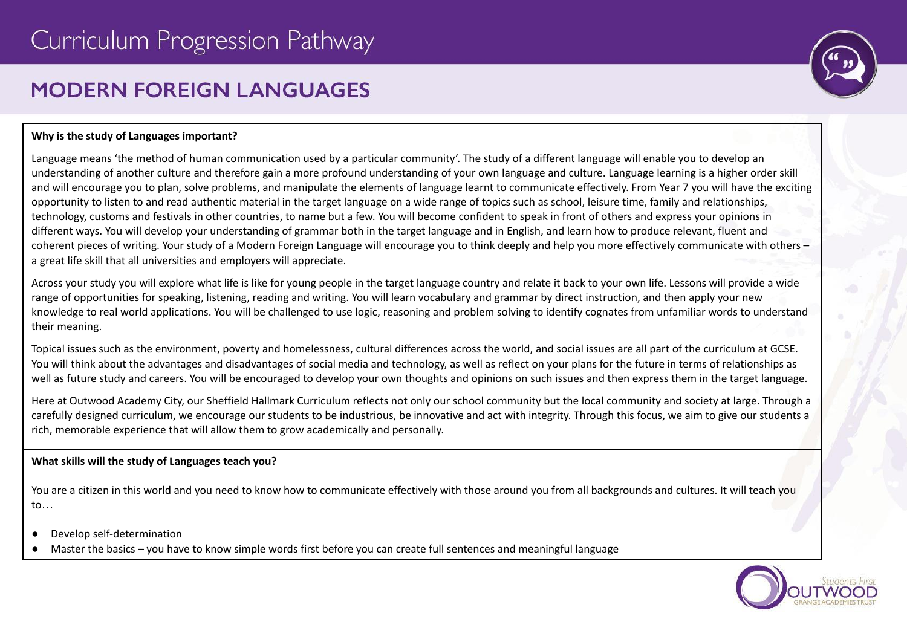# Curriculum Progression Pathway

## MODERN FOREIGN LANGUAGES

**Why is the study of Languages important?**

Language means 'the method of human communication used by a particular community'. The study of a different language will enable you to develop an understanding of another culture and therefore gain a more profound understanding of your own language and culture. Language learning is a higher order skill and will encourage you to plan, solve problems, and manipulate the elements of language learnt to communicate effectively. From Year 7 you will have the exciting opportunity to listen to and read authentic material in the target language on a wide range of topics such as school, leisure time, family and relationships, technology, customs and festivals in other countries, to name but a few. You will become confident to speak in front of others and express your opinions in different ways. You will develop your understanding of grammar both in the target language and in English, and learn how to produce relevant, fluent and coherent pieces of writing. Your study of a Modern Foreign Language will encourage you to think deeply and help you more effectively communicate with others – a great life skill that all universities and employers will appreciate.

Across your study you will explore what life is like for young people in the target language country and relate it back to your own life. Lessons will provide a wide range of opportunities for speaking, listening, reading and writing. You will learn vocabulary and grammar by direct instruction, and then apply your new knowledge to real world applications. You will be challenged to use logic, reasoning and problem solving to identify cognates from unfamiliar words to understand their meaning.

Topical issues such as the environment, poverty and homelessness, cultural differences across the world, and social issues are all part of the curriculum at GCSE. You will think about the advantages and disadvantages of social media and technology, as well as reflect on your plans for the future in terms of relationships as well as future study and careers. You will be encouraged to develop your own thoughts and opinions on such issues and then express them in the target language.

Here at Outwood Academy City, our Sheffield Hallmark Curriculum reflects not only our school community but the local community and society at large. Through a carefully designed curriculum, we encourage our students to be industrious, be innovative and act with integrity. Through this focus, we aim to give our students a rich, memorable experience that will allow them to grow academically and personally.

**What skills will the study of Languages teach you?**

You are a citizen in this world and you need to know how to communicate effectively with those around you from all backgrounds and cultures. It will teach you to…

- Develop self-determination
- Master the basics – you have to know simple words first before you can create full sentences and meaningful language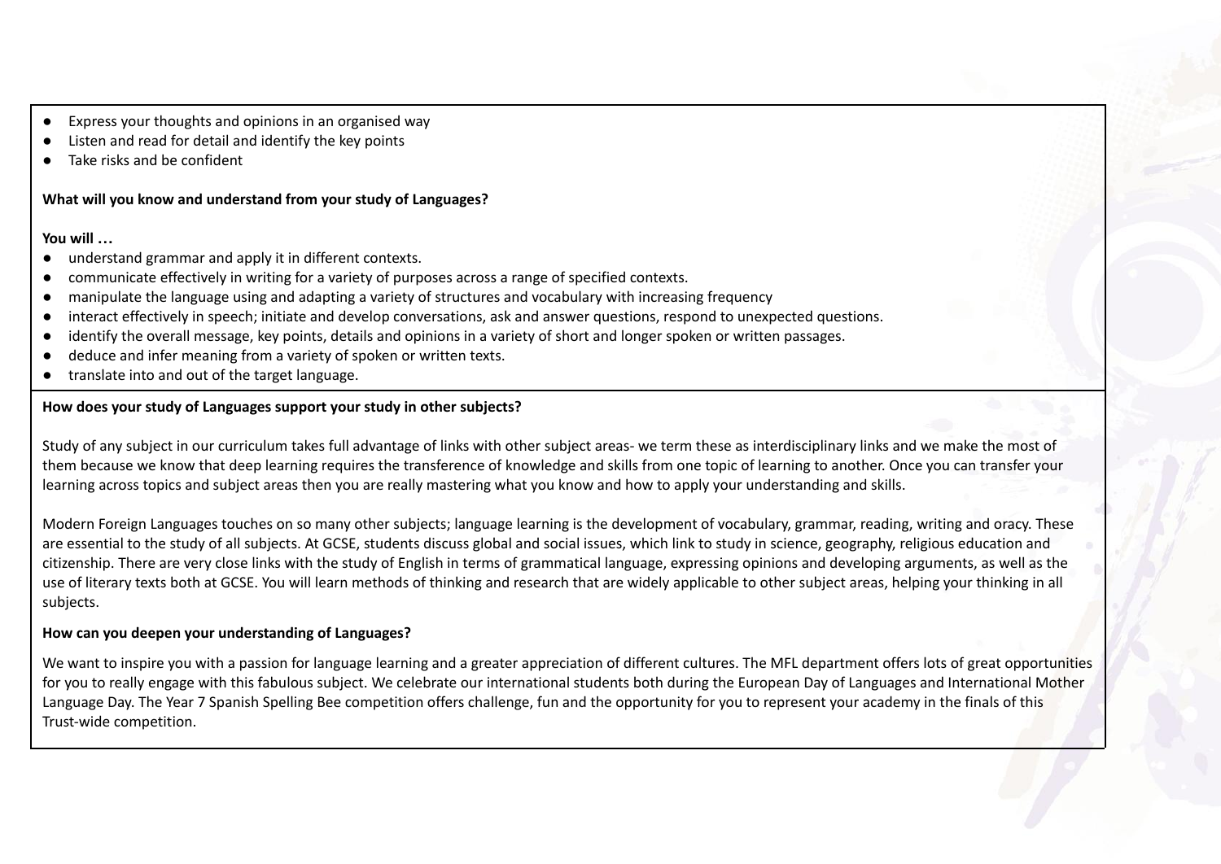- Express your thoughts and opinions in an organised way
- Listen and read for detail and identify the key points
- Take risks and be confident

**What will you know and understand from your study of Languages?**

**You will …**

- understand grammar and apply it in different contexts.
- communicate effectively in writing for a variety of purposes across a range of specified contexts.
- manipulate the language using and adapting a variety of structures and vocabulary with increasing frequency
- interact effectively in speech; initiate and develop conversations, ask and answer questions, respond to unexpected questions.
- identify the overall message, key points, details and opinions in a variety of short and longer spoken or written passages.
- deduce and infer meaning from a variety of spoken or written texts.
- translate into and out of the target language.

**How does your study of Languages support your study in other subjects?**

Study of any subject in our curriculum takes full advantage of links with other subject areas- we term these as interdisciplinary links and we make the most of them because we know that deep learning requires the transference of knowledge and skills from one topic of learning to another. Once you can transfer your learning across topics and subject areas then you are really mastering what you know and how to apply your understanding and skills.

Modern Foreign Languages touches on so many other subjects; language learning is the development of vocabulary, grammar, reading, writing and oracy. These are essential to the study of all subjects. At GCSE, students discuss global and social issues, which link to study in science, geography, religious education and citizenship. There are very close links with the study of English in terms of grammatical language, expressing opinions and developing arguments, as well as the use of literary texts both at GCSE. You will learn methods of thinking and research that are widely applicable to other subject areas, helping your thinking in all subjects.

**How can you deepen your understanding of Languages?**

We want to inspire you with a passion for language learning and a greater appreciation of different cultures. The MFL department offers lots of great opportunities for you to really engage with this fabulous subject. We celebrate our international students both during the European Day of Languages and International Mother Language Day. The Year 7 Spanish Spelling Bee competition offers challenge, fun and the opportunity for you to represent your academy in the finals of this Trust-wide competition.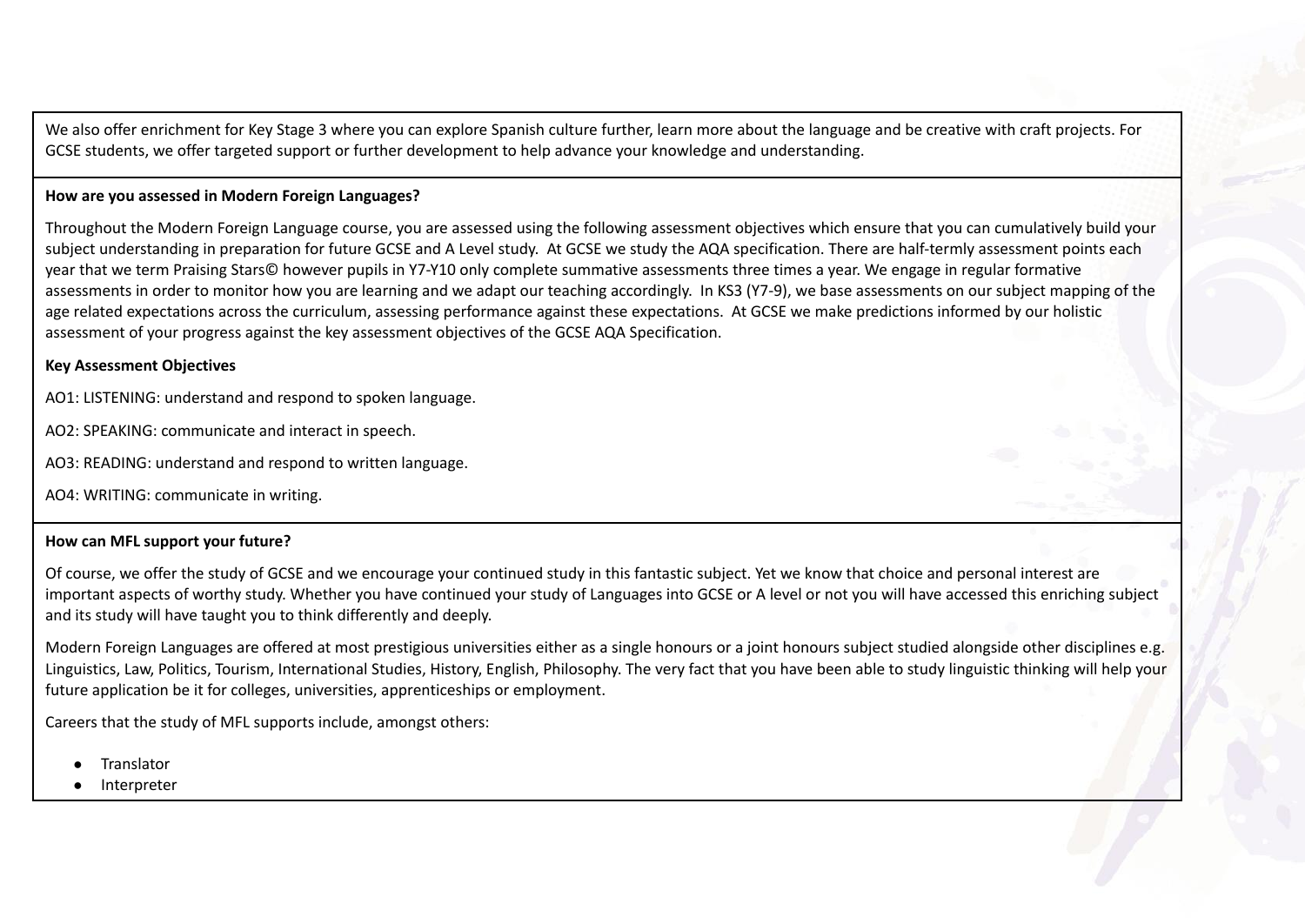We also offer enrichment for Key Stage 3 where you can explore Spanish culture further, learn more about the language and be creative with craft projects. For GCSE students, we offer targeted support or further development to help advance your knowledge and understanding.

**How are you assessed in Modern Foreign Languages?**

Throughout the Modern Foreign Language course, you are assessed using the following assessment objectives which ensure that you can cumulatively build your subject understanding in preparation for future GCSE and A Level study. At GCSE we study the AQA specification. There are half-termly assessment points each year that we term Praising Stars© however pupils in Y7-Y10 only complete summative assessments three times a year. We engage in regular formative assessments in order to monitor how you are learning and we adapt our teaching accordingly. In KS3 (Y7-9), we base assessments on our subject mapping of the age related expectations across the curriculum, assessing performance against these expectations. At GCSE we make predictions informed by our holistic assessment of your progress against the key assessment objectives of the GCSE AQA Specification.

**Key Assessment Objectives**

AO1: LISTENING: understand and respond to spoken language.

AO2: SPEAKING: communicate and interact in speech.

AO3: READING: understand and respond to written language.

AO4: WRITING: communicate in writing.

**How can MFL support your future?**

Of course, we offer the study of GCSE and we encourage your continued study in this fantastic subject. Yet we know that choice and personal interest are important aspects of worthy study. Whether you have continued your study of Languages into GCSE or A level or not you will have accessed this enriching subject and its study will have taught you to think differently and deeply.

Modern Foreign Languages are offered at most prestigious universities either as a single honours or a joint honours subject studied alongside other disciplines e.g. Linguistics, Law, Politics, Tourism, International Studies, History, English, Philosophy. The very fact that you have been able to study linguistic thinking will help your future application be it for colleges, universities, apprenticeships or employment.

Careers that the study of MFL supports include, amongst others:

- Translator
- Interpreter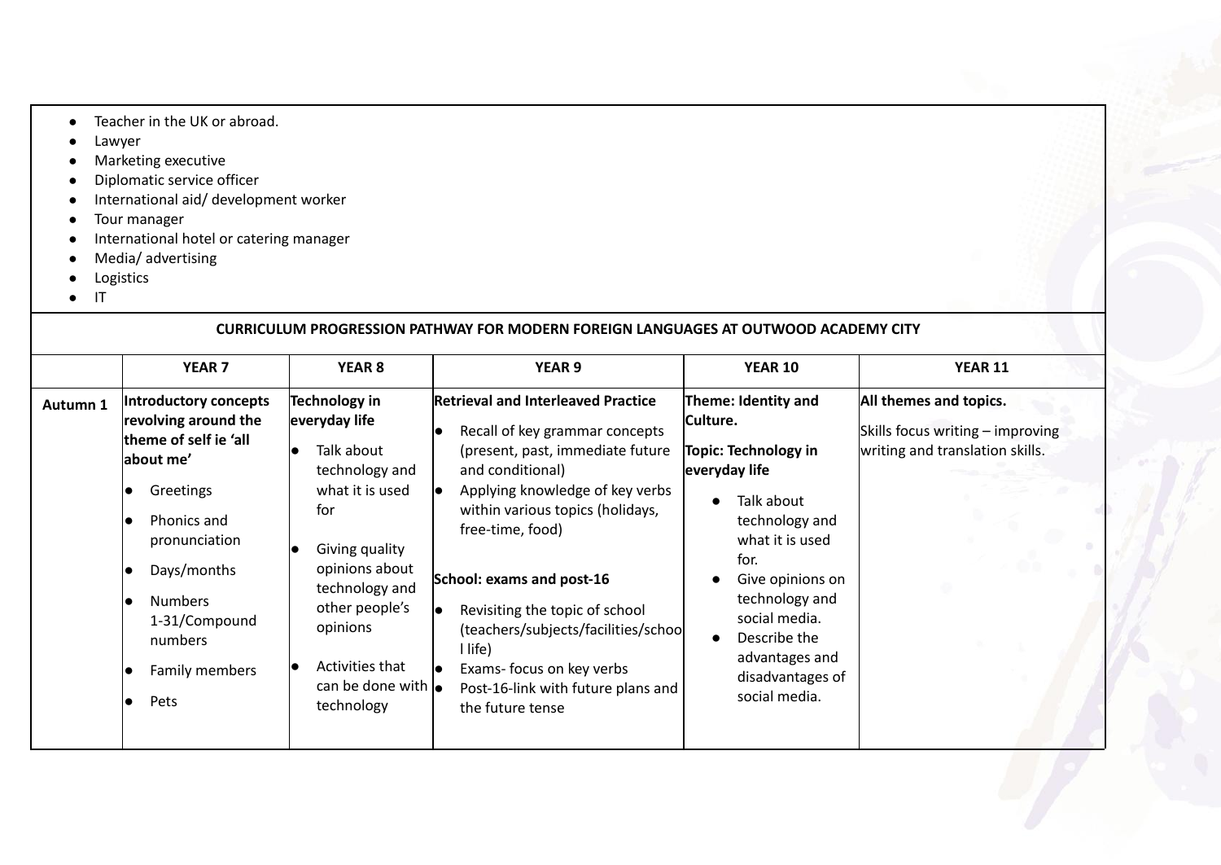- Teacher in the UK or abroad.
- Lawyer
- Marketing executive
- Diplomatic service officer
- International aid/ development worker
- Tour manager
- International hotel or catering manager
- Media/ advertising
- Logistics
- IT

## CURRICULUM PROGRESSION PATHWAY FOR MODERN FOREIGN LANGUAGES AT OUTWOOD ACADEMY CITY

| | YEAR 7 | YEAR 8 | YEAR 9 | YEAR 10 | YEAR 11 |
|---|---|---|---|---|---|
| **Autumn 1** | **Introductory concepts revolving around the theme of self ie 'all about me'**<br>• Greetings<br>• Phonics and pronunciation<br>• Days/months<br>• Numbers 1-31/Compound numbers<br>• Family members<br>• Pets | **Technology in everyday life**<br>• Talk about technology and what it is used for<br>• Giving quality opinions about technology and other people's opinions<br>• Activities that can be done with technology | **Retrieval and Interleaved Practice**<br>• Recall of key grammar concepts (present, past, immediate future and conditional)<br>• Applying knowledge of key verbs within various topics (holidays, free-time, food)<br><br>**School: exams and post-16**<br>• Revisiting the topic of school (teachers/subjects/facilities/school life)<br>• Exams- focus on key verbs<br>• Post-16-link with future plans and the future tense | **Theme: Identity and Culture.**<br>**Topic: Technology in everyday life**<br>• Talk about technology and what it is used for.<br>• Give opinions on technology and social media.<br>• Describe the advantages and disadvantages of social media. | **All themes and topics.**<br>Skills focus writing – improving writing and translation skills. |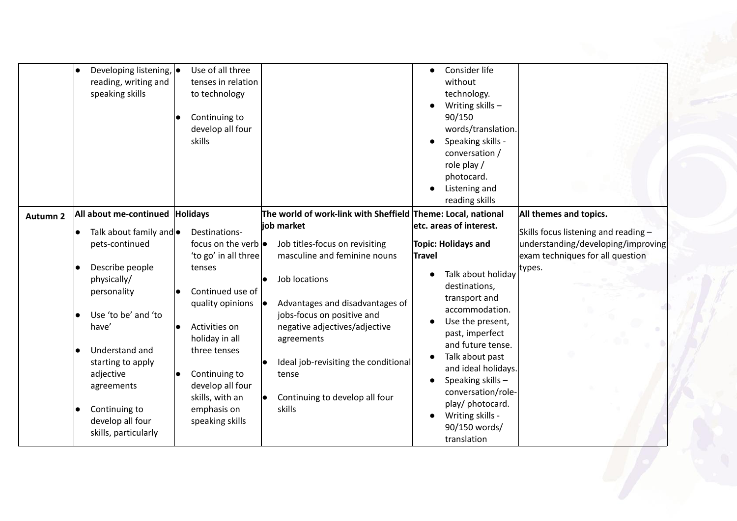|  |  |  |  |  |  |
|---|---|---|---|---|---|
|  | • Developing listening, reading, writing and speaking skills | • Use of all three tenses in relation to technology<br>• Continuing to develop all four skills |  | • Consider life without technology.<br>• Writing skills – 90/150 words/translation.<br>• Speaking skills - conversation / role play / photocard.<br>• Listening and reading skills |  |
| **Autumn 2** | **All about me-continued**<br>• Talk about family and pets-continued<br>• Describe people physically/ personality<br>• Use 'to be' and 'to have'<br>• Understand and starting to apply adjective agreements<br>• Continuing to develop all four skills, particularly | **Holidays**<br>• Destinations- focus on the verb 'to go' in all three tenses<br>• Continued use of quality opinions<br>• Activities on holiday in all three tenses<br>• Continuing to develop all four skills, with an emphasis on speaking skills | **The world of work-link with Sheffield job market**<br>• Job titles-focus on revisiting masculine and feminine nouns<br>• Job locations<br>• Advantages and disadvantages of jobs-focus on positive and negative adjectives/adjective agreements<br>• Ideal job-revisiting the conditional tense<br>• Continuing to develop all four skills | **Theme: Local, national etc. areas of interest.**<br>**Topic: Holidays and Travel**<br>• Talk about holiday destinations, transport and accommodation.<br>• Use the present, past, imperfect and future tense.<br>• Talk about past and ideal holidays.<br>• Speaking skills – conversation/role-play/ photocard.<br>• Writing skills - 90/150 words/ translation | **All themes and topics.**<br>Skills focus listening and reading – understanding/developing/improving exam techniques for all question types. |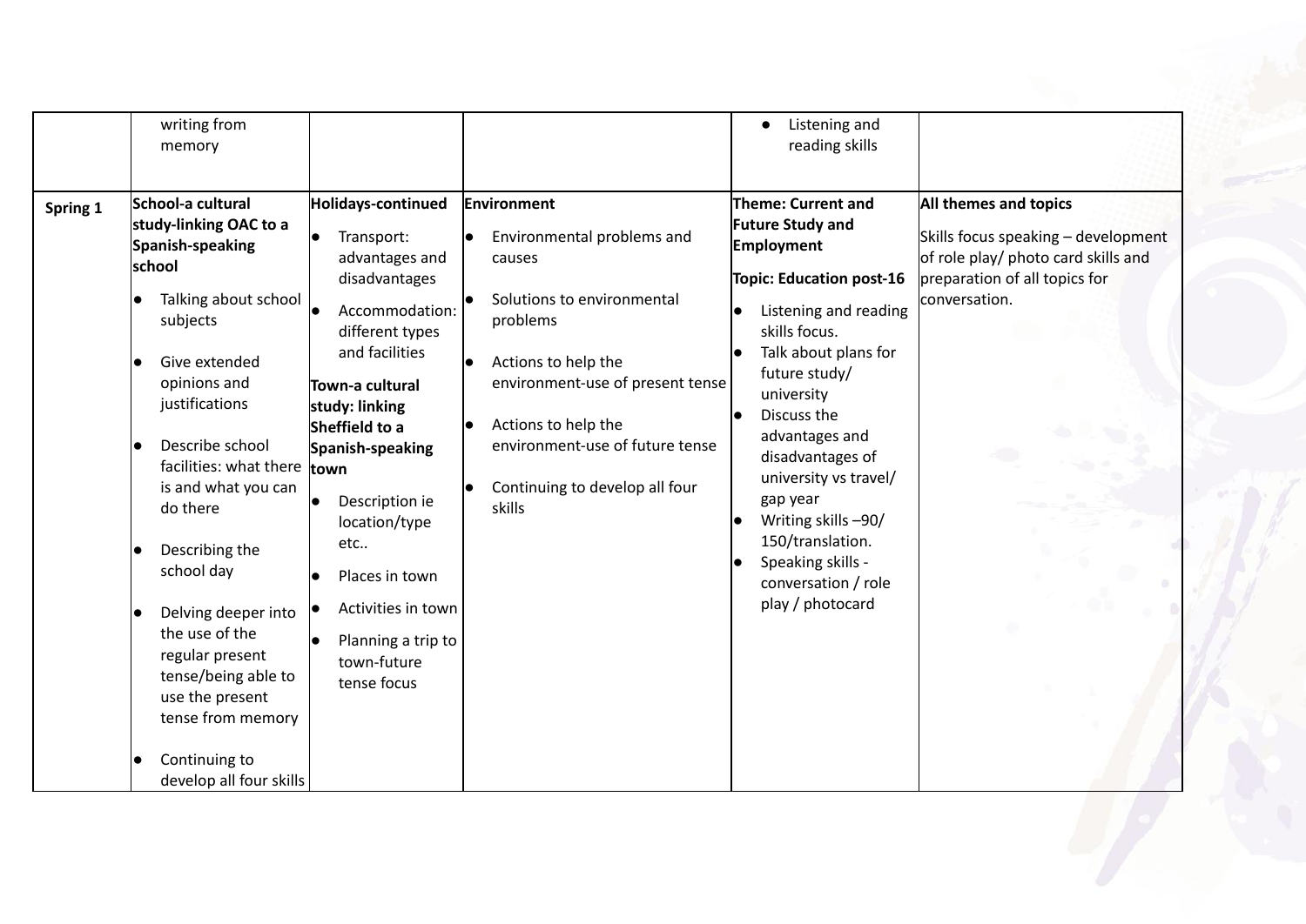|  |  |  |  |  |  |
|---|---|---|---|---|---|
|  | writing from memory |  |  | • Listening and reading skills |  |
| **Spring 1** | **School-a cultural study-linking OAC to a Spanish-speaking school**<br>• Talking about school subjects<br>• Give extended opinions and justifications<br>• Describe school facilities: what there is and what you can do there<br>• Describing the school day<br>• Delving deeper into the use of the regular present tense/being able to use the present tense from memory<br>• Continuing to develop all four skills | **Holidays-continued**<br>• Transport: advantages and disadvantages<br>• Accommodation: different types and facilities<br>**Town-a cultural study: linking Sheffield to a Spanish-speaking town**<br>• Description ie location/type etc..<br>• Places in town<br>• Activities in town<br>• Planning a trip to town-future tense focus | **Environment**<br>• Environmental problems and causes<br>• Solutions to environmental problems<br>• Actions to help the environment-use of present tense<br>• Actions to help the environment-use of future tense<br>• Continuing to develop all four skills | **Theme: Current and Future Study and Employment**<br>**Topic: Education post-16**<br>• Listening and reading skills focus.<br>• Talk about plans for future study/ university<br>• Discuss the advantages and disadvantages of university vs travel/ gap year<br>• Writing skills –90/ 150/translation.<br>• Speaking skills - conversation / role play / photocard | **All themes and topics**<br>Skills focus speaking – development of role play/ photo card skills and preparation of all topics for conversation. |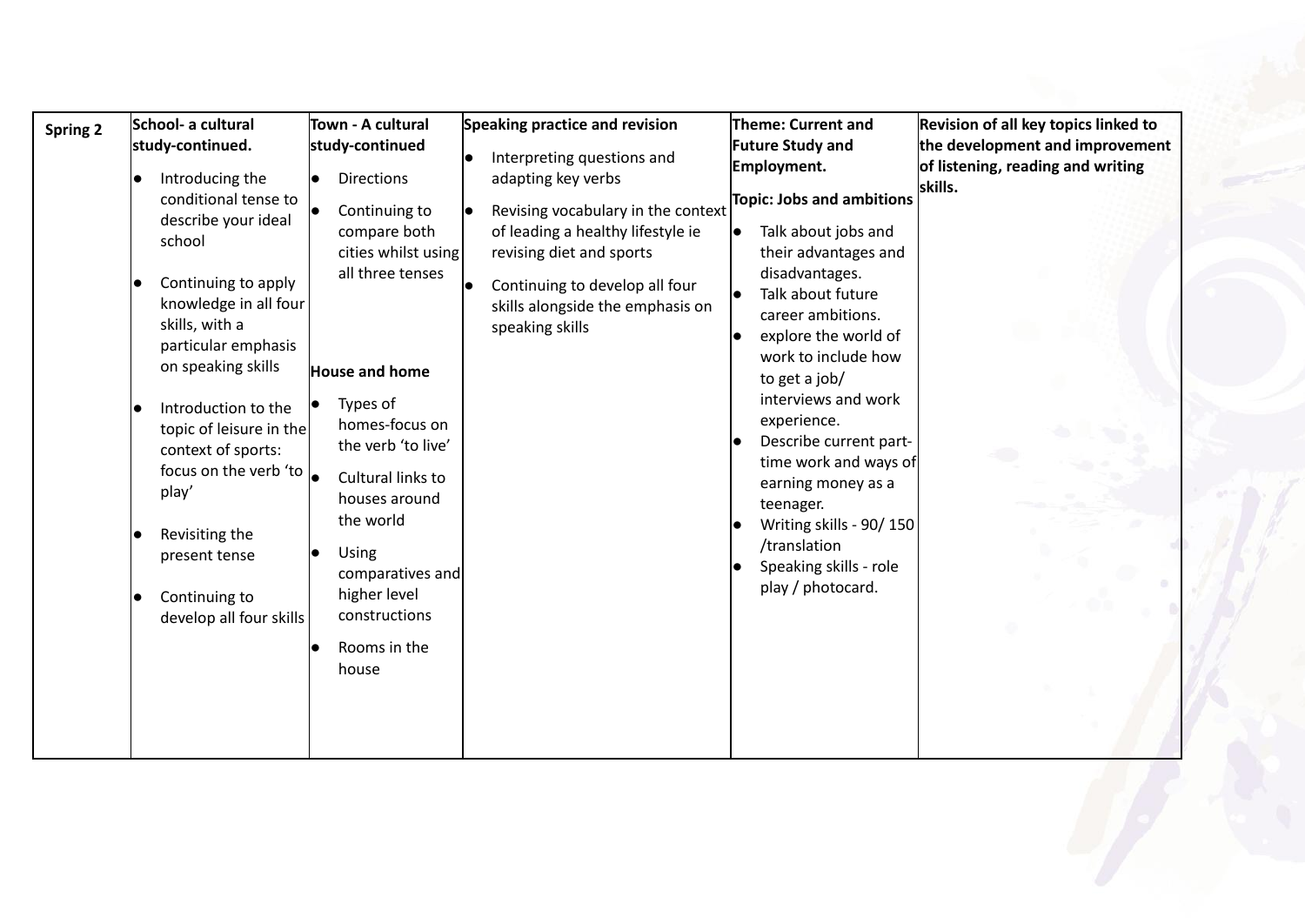| Spring 2 | School- a cultural study-continued.<br>• Introducing the conditional tense to describe your ideal school<br>• Continuing to apply knowledge in all four skills, with a particular emphasis on speaking skills<br>• Introduction to the topic of leisure in the context of sports: focus on the verb 'to play'<br>• Revisiting the present tense<br>• Continuing to develop all four skills | Town - A cultural study-continued<br>• Directions<br>• Continuing to compare both cities whilst using all three tenses<br>**House and home**<br>• Types of homes-focus on the verb 'to live'<br>• Cultural links to houses around the world<br>• Using comparatives and higher level constructions<br>• Rooms in the house | Speaking practice and revision<br>• Interpreting questions and adapting key verbs<br>• Revising vocabulary in the context of leading a healthy lifestyle ie revising diet and sports<br>• Continuing to develop all four skills alongside the emphasis on speaking skills | Theme: Current and Future Study and Employment.<br>**Topic: Jobs and ambitions**<br>• Talk about jobs and their advantages and disadvantages.<br>• Talk about future career ambitions.<br>• explore the world of work to include how to get a job/ interviews and work experience.<br>• Describe current part-time work and ways of earning money as a teenager.<br>• Writing skills - 90/ 150 /translation<br>• Speaking skills - role play / photocard. | Revision of all key topics linked to the development and improvement of listening, reading and writing skills. |
|---|---|---|---|---|---|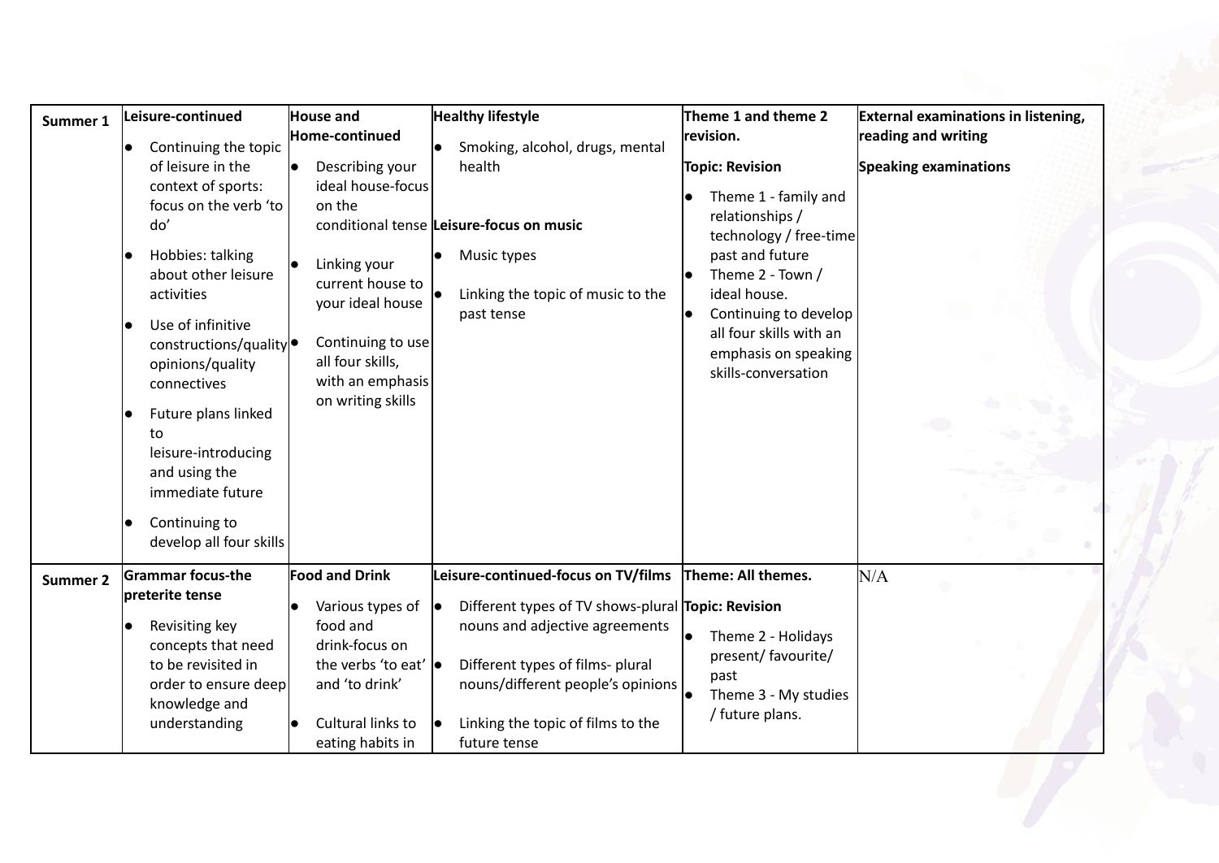| | | | | | |
|---|---|---|---|---|---|
| **Summer 1** | **Leisure-continued**<br>• Continuing the topic of leisure in the context of sports: focus on the verb 'to do'<br>• Hobbies: talking about other leisure activities<br>• Use of infinitive constructions/quality opinions/quality connectives<br>• Future plans linked to leisure-introducing and using the immediate future<br>• Continuing to develop all four skills | **House and Home-continued**<br>• Describing your ideal house-focus on the conditional tense<br>• Linking your current house to your ideal house<br>• Continuing to use all four skills, with an emphasis on writing skills | **Healthy lifestyle**<br>• Smoking, alcohol, drugs, mental health<br>**Leisure-focus on music**<br>• Music types<br>• Linking the topic of music to the past tense | **Theme 1 and theme 2 revision.**<br>**Topic: Revision**<br>• Theme 1 - family and relationships / technology / free-time past and future<br>• Theme 2 - Town / ideal house.<br>• Continuing to develop all four skills with an emphasis on speaking skills-conversation | **External examinations in listening, reading and writing**<br>**Speaking examinations** |
| **Summer 2** | **Grammar focus-the preterite tense**<br>• Revisiting key concepts that need to be revisited in order to ensure deep knowledge and understanding | **Food and Drink**<br>• Various types of food and drink-focus on the verbs 'to eat' and 'to drink'<br>• Cultural links to eating habits in | **Leisure-continued-focus on TV/films**<br>• Different types of TV shows-plural nouns and adjective agreements<br>• Different types of films- plural nouns/different people's opinions<br>• Linking the topic of films to the future tense | **Theme: All themes.**<br>**Topic: Revision**<br>• Theme 2 - Holidays present/ favourite/ past<br>• Theme 3 - My studies / future plans. | N/A |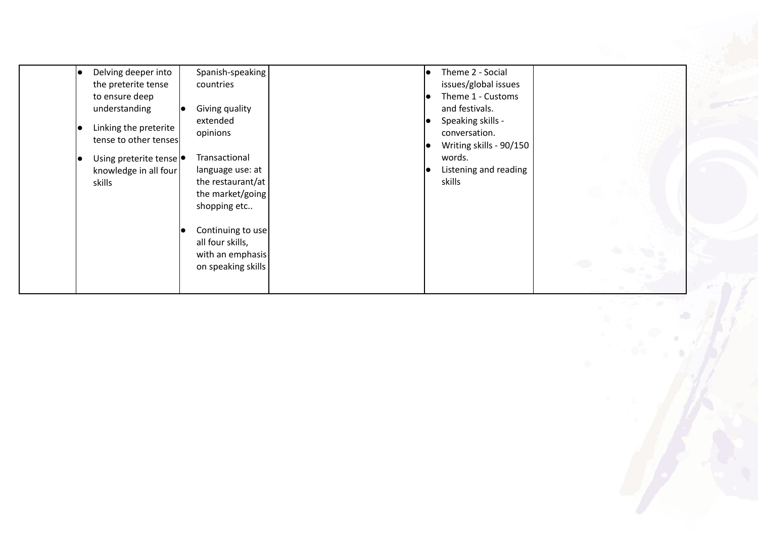| | | | | | |
|---|---|---|---|---|---|
| | ● Delving deeper into the preterite tense to ensure deep understanding<br>● Linking the preterite tense to other tenses<br>● Using preterite tense knowledge in all four skills | Spanish-speaking countries<br>● Giving quality extended opinions<br>● Transactional language use: at the restaurant/at the market/going shopping etc..<br>● Continuing to use all four skills, with an emphasis on speaking skills | | ● Theme 2 - Social issues/global issues<br>● Theme 1 - Customs and festivals.<br>● Speaking skills - conversation.<br>● Writing skills - 90/150 words.<br>● Listening and reading skills | |